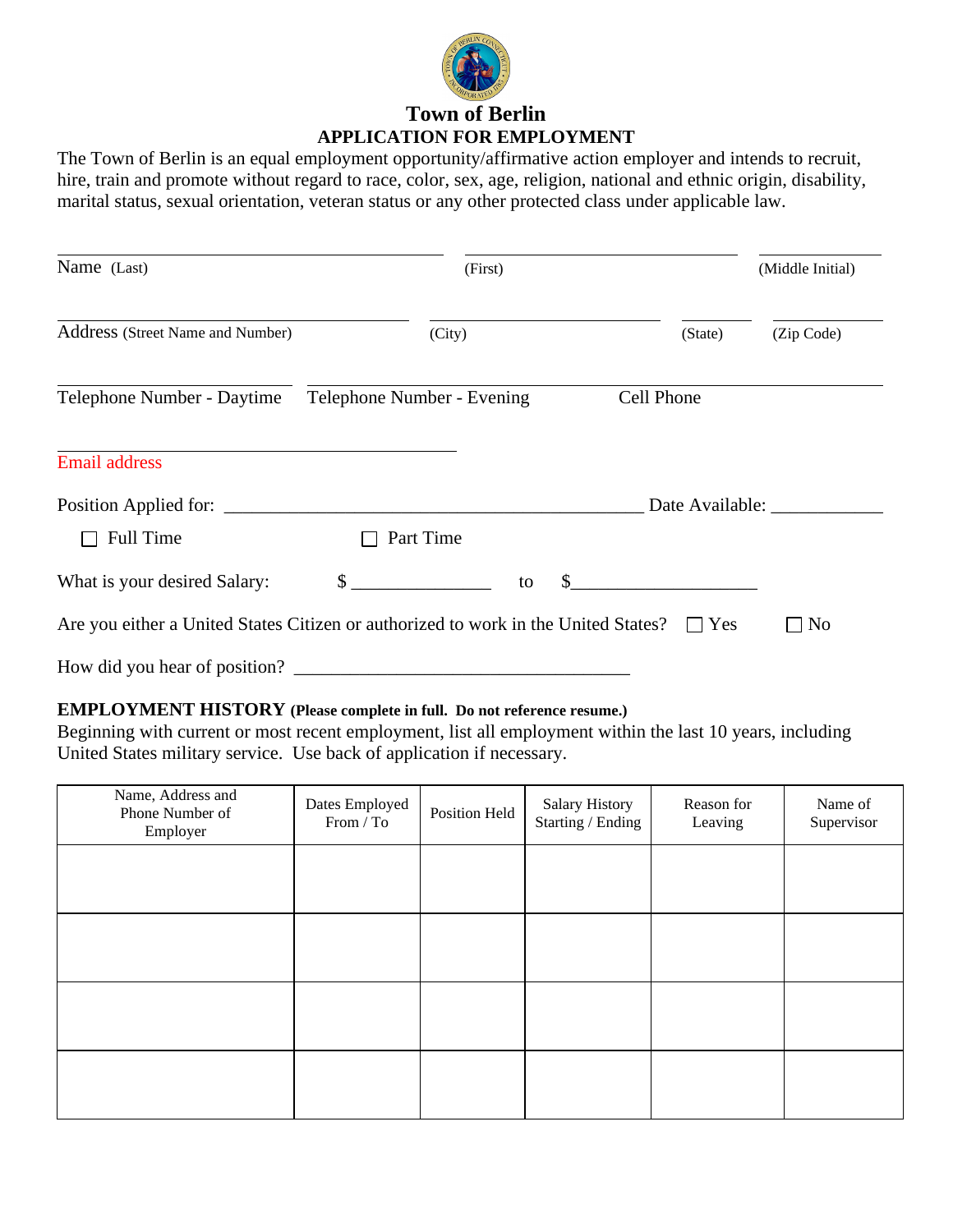# Town of Berlin

## APPLICATION FOR EMPLOYMENT

The Town of Berlin is an equal employment opportunity/affirmative action employer and intends to recruit, hire, train and promote without regard to race, color, sex, age, religion, national and ethnic origin, disability, marital status, sexual orientation, veteran status or any other protected class under applicable law.

Name (Last) ____________________ (First) ____________________ (Middle Initial) __________

Address (Street Name and Number) ____________________ (City) ____________________ (State) __________ (Zip Code) __________

Telephone Number - Daytime ____________________ Telephone Number - Evening ____________________ Cell Phone ____________________

Email address ____________________

Position Applied for: ________________________________________ Date Available: ____________

☐ Full Time ☐ Part Time

What is your desired Salary: $ _______________ to $____________________

Are you either a United States Citizen or authorized to work in the United States? ☐ Yes ☐ No

How did you hear of position? ___________________________________

**EMPLOYMENT HISTORY (Please complete in full. Do not reference resume.)**

Beginning with current or most recent employment, list all employment within the last 10 years, including United States military service. Use back of application if necessary.

| Name, Address and Phone Number of Employer | Dates Employed From / To | Position Held | Salary History Starting / Ending | Reason for Leaving | Name of Supervisor |
|---|---|---|---|---|---|
| | | | | | |
| | | | | | |
| | | | | | |
| | | | | | |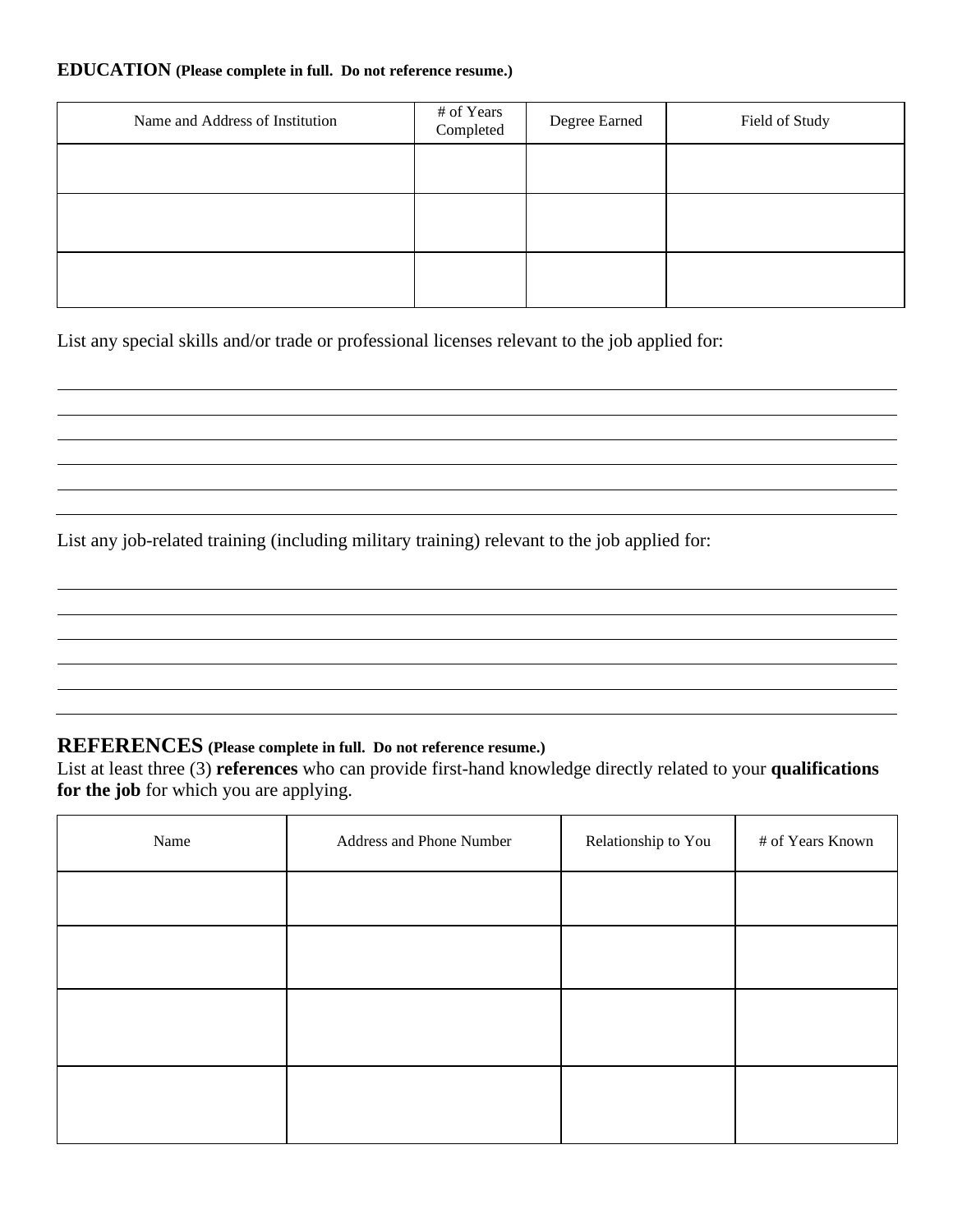**EDUCATION** **(Please complete in full. Do not reference resume.)**

| Name and Address of Institution | # of Years Completed | Degree Earned | Field of Study |
|---|---|---|---|
| | | | |
| | | | |
| | | | |

List any special skills and/or trade or professional licenses relevant to the job applied for:

List any job-related training (including military training) relevant to the job applied for:

**REFERENCES** **(Please complete in full. Do not reference resume.)**

List at least three (3) **references** who can provide first-hand knowledge directly related to your **qualifications for the job** for which you are applying.

| Name | Address and Phone Number | Relationship to You | # of Years Known |
|---|---|---|---|
| | | | |
| | | | |
| | | | |
| | | | |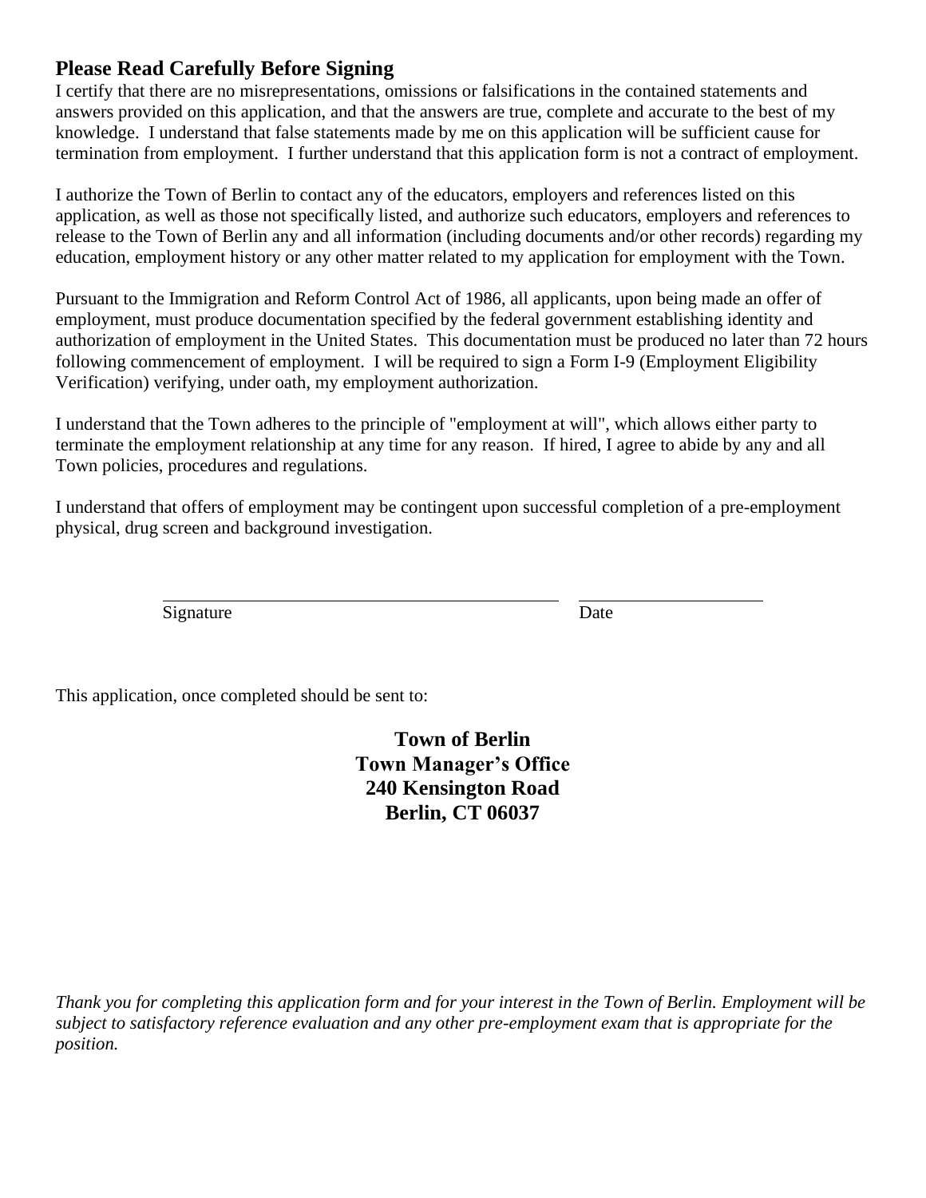## Please Read Carefully Before Signing

I certify that there are no misrepresentations, omissions or falsifications in the contained statements and answers provided on this application, and that the answers are true, complete and accurate to the best of my knowledge. I understand that false statements made by me on this application will be sufficient cause for termination from employment. I further understand that this application form is not a contract of employment.

I authorize the Town of Berlin to contact any of the educators, employers and references listed on this application, as well as those not specifically listed, and authorize such educators, employers and references to release to the Town of Berlin any and all information (including documents and/or other records) regarding my education, employment history or any other matter related to my application for employment with the Town.

Pursuant to the Immigration and Reform Control Act of 1986, all applicants, upon being made an offer of employment, must produce documentation specified by the federal government establishing identity and authorization of employment in the United States. This documentation must be produced no later than 72 hours following commencement of employment. I will be required to sign a Form I-9 (Employment Eligibility Verification) verifying, under oath, my employment authorization.

I understand that the Town adheres to the principle of "employment at will", which allows either party to terminate the employment relationship at any time for any reason. If hired, I agree to abide by any and all Town policies, procedures and regulations.

I understand that offers of employment may be contingent upon successful completion of a pre-employment physical, drug screen and background investigation.

\_\_\_\_\_\_\_\_\_\_\_\_\_\_\_\_\_\_\_\_\_\_\_\_\_\_\_\_\_\_\_\_\_\_\_\_\_\_\_\_ \_\_\_\_\_\_\_\_\_\_\_\_\_\_\_\_\_\_\_\_
Signature Date

This application, once completed should be sent to:

**Town of Berlin**
**Town Manager's Office**
**240 Kensington Road**
**Berlin, CT 06037**

*Thank you for completing this application form and for your interest in the Town of Berlin. Employment will be subject to satisfactory reference evaluation and any other pre-employment exam that is appropriate for the position.*